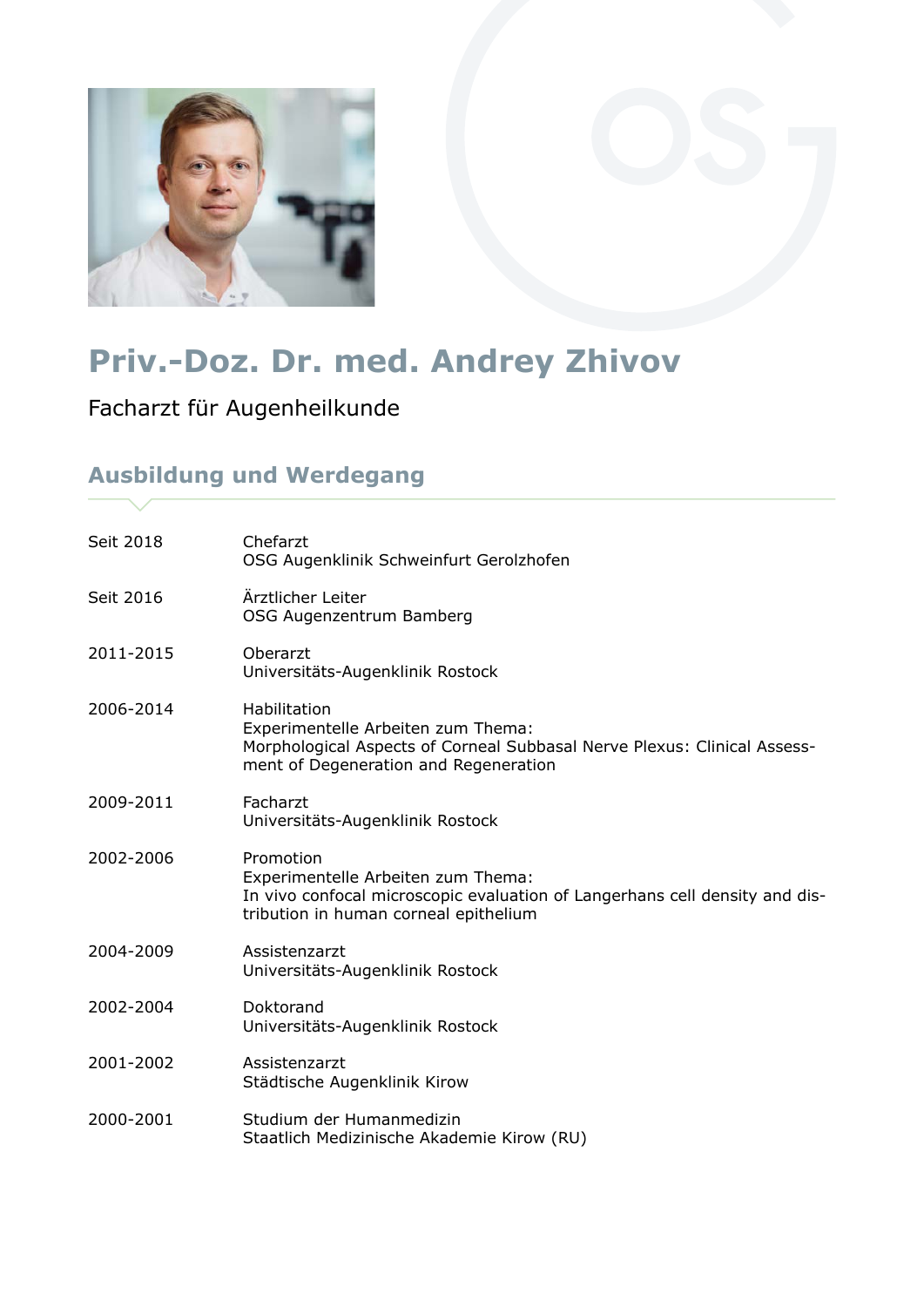# Priv.-Doz. Dr. med. Andrey Zhivov

Facharzt für Augenheilkunde

## Ausbildung und Werdegang

| | |
|---|---|
| Seit 2018 | Chefarzt<br>OSG Augenklinik Schweinfurt Gerolzhofen |
| Seit 2016 | Ärztlicher Leiter<br>OSG Augenzentrum Bamberg |
| 2011-2015 | Oberarzt<br>Universitäts-Augenklinik Rostock |
| 2006-2014 | Habilitation<br>Experimentelle Arbeiten zum Thema:<br>Morphological Aspects of Corneal Subbasal Nerve Plexus: Clinical Assessment of Degeneration and Regeneration |
| 2009-2011 | Facharzt<br>Universitäts-Augenklinik Rostock |
| 2002-2006 | Promotion<br>Experimentelle Arbeiten zum Thema:<br>In vivo confocal microscopic evaluation of Langerhans cell density and distribution in human corneal epithelium |
| 2004-2009 | Assistenzarzt<br>Universitäts-Augenklinik Rostock |
| 2002-2004 | Doktorand<br>Universitäts-Augenklinik Rostock |
| 2001-2002 | Assistenzarzt<br>Städtische Augenklinik Kirow |
| 2000-2001 | Studium der Humanmedizin<br>Staatlich Medizinische Akademie Kirow (RU) |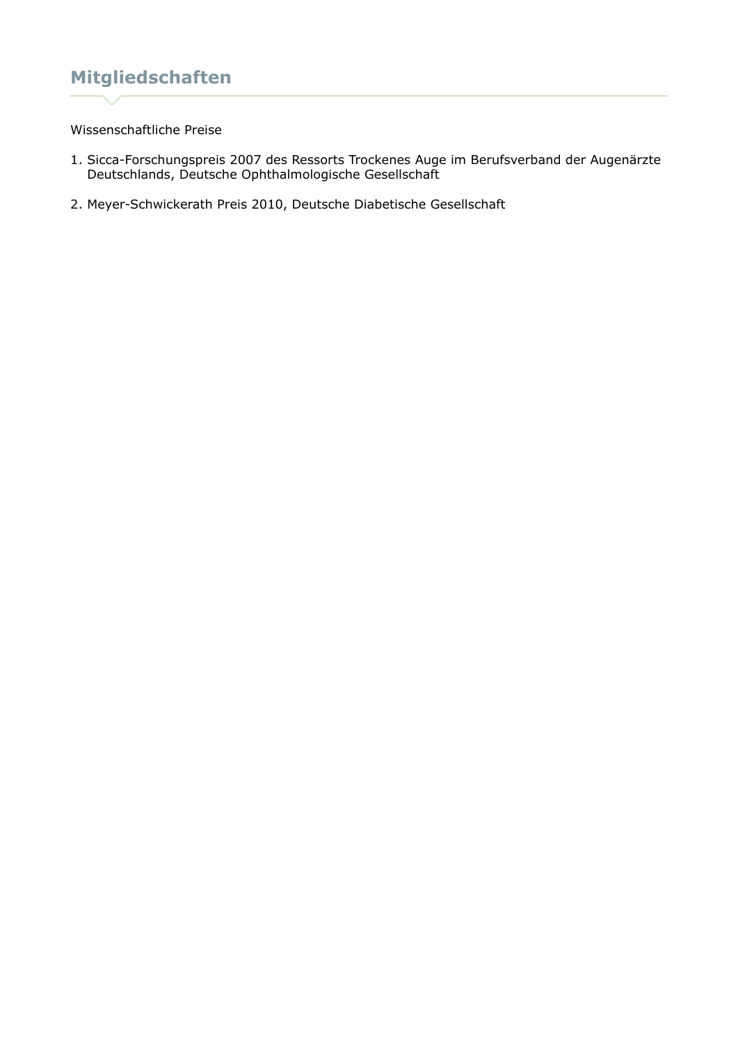## Mitgliedschaften

Wissenschaftliche Preise

1. Sicca-Forschungspreis 2007 des Ressorts Trockenes Auge im Berufsverband der Augenärzte Deutschlands, Deutsche Ophthalmologische Gesellschaft

2. Meyer-Schwickerath Preis 2010, Deutsche Diabetische Gesellschaft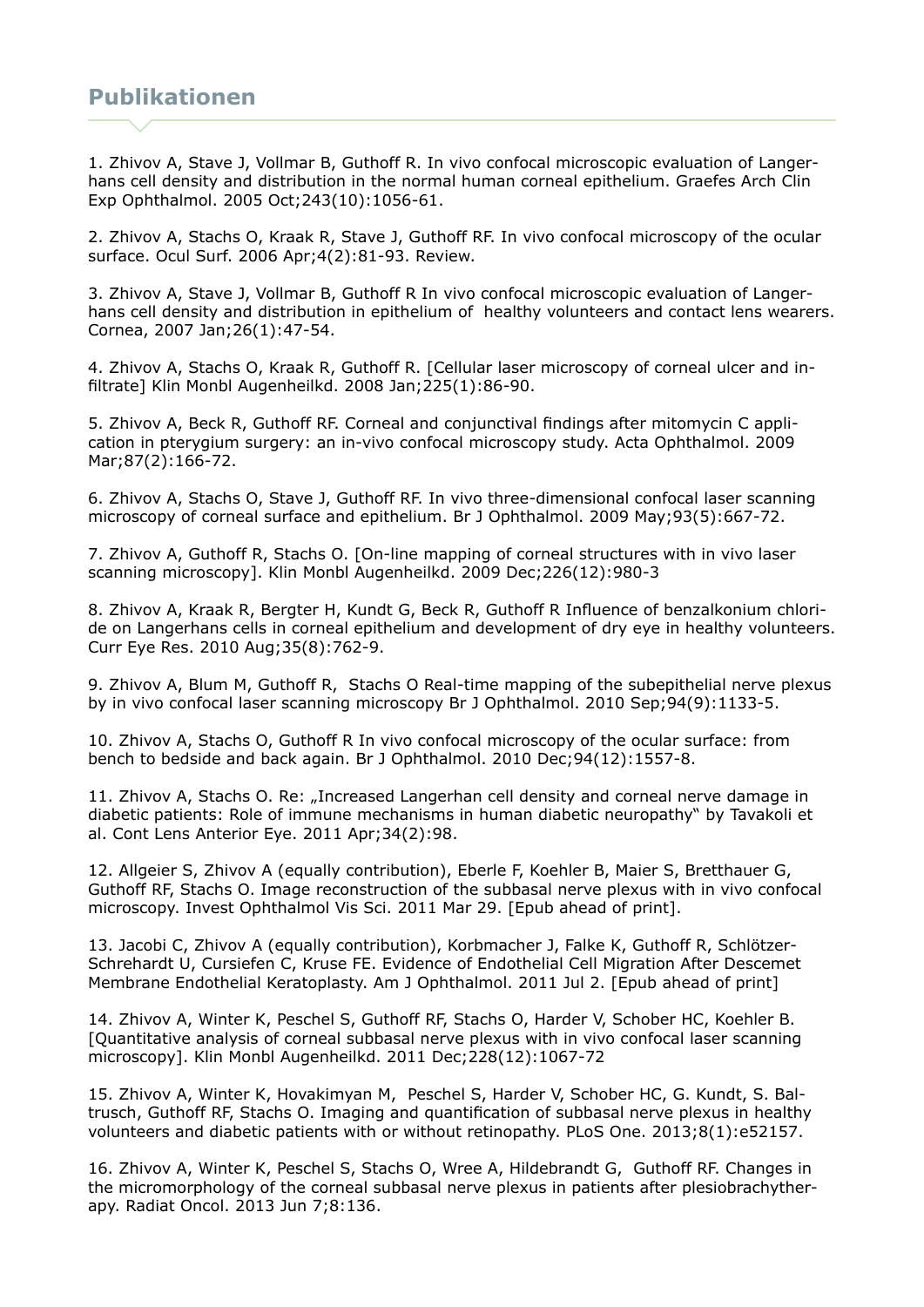## Publikationen

1. Zhivov A, Stave J, Vollmar B, Guthoff R. In vivo confocal microscopic evaluation of Langerhans cell density and distribution in the normal human corneal epithelium. Graefes Arch Clin Exp Ophthalmol. 2005 Oct;243(10):1056-61.

2. Zhivov A, Stachs O, Kraak R, Stave J, Guthoff RF. In vivo confocal microscopy of the ocular surface. Ocul Surf. 2006 Apr;4(2):81-93. Review.

3. Zhivov A, Stave J, Vollmar B, Guthoff R In vivo confocal microscopic evaluation of Langerhans cell density and distribution in epithelium of healthy volunteers and contact lens wearers. Cornea, 2007 Jan;26(1):47-54.

4. Zhivov A, Stachs O, Kraak R, Guthoff R. [Cellular laser microscopy of corneal ulcer and infiltrate] Klin Monbl Augenheilkd. 2008 Jan;225(1):86-90.

5. Zhivov A, Beck R, Guthoff RF. Corneal and conjunctival findings after mitomycin C application in pterygium surgery: an in-vivo confocal microscopy study. Acta Ophthalmol. 2009 Mar;87(2):166-72.

6. Zhivov A, Stachs O, Stave J, Guthoff RF. In vivo three-dimensional confocal laser scanning microscopy of corneal surface and epithelium. Br J Ophthalmol. 2009 May;93(5):667-72.

7. Zhivov A, Guthoff R, Stachs O. [On-line mapping of corneal structures with in vivo laser scanning microscopy]. Klin Monbl Augenheilkd. 2009 Dec;226(12):980-3

8. Zhivov A, Kraak R, Bergter H, Kundt G, Beck R, Guthoff R Influence of benzalkonium chloride on Langerhans cells in corneal epithelium and development of dry eye in healthy volunteers. Curr Eye Res. 2010 Aug;35(8):762-9.

9. Zhivov A, Blum M, Guthoff R, Stachs O Real-time mapping of the subepithelial nerve plexus by in vivo confocal laser scanning microscopy Br J Ophthalmol. 2010 Sep;94(9):1133-5.

10. Zhivov A, Stachs O, Guthoff R In vivo confocal microscopy of the ocular surface: from bench to bedside and back again. Br J Ophthalmol. 2010 Dec;94(12):1557-8.

11. Zhivov A, Stachs O. Re: „Increased Langerhan cell density and corneal nerve damage in diabetic patients: Role of immune mechanisms in human diabetic neuropathy" by Tavakoli et al. Cont Lens Anterior Eye. 2011 Apr;34(2):98.

12. Allgeier S, Zhivov A (equally contribution), Eberle F, Koehler B, Maier S, Bretthauer G, Guthoff RF, Stachs O. Image reconstruction of the subbasal nerve plexus with in vivo confocal microscopy. Invest Ophthalmol Vis Sci. 2011 Mar 29. [Epub ahead of print].

13. Jacobi C, Zhivov A (equally contribution), Korbmacher J, Falke K, Guthoff R, Schlötzer-Schrehardt U, Cursiefen C, Kruse FE. Evidence of Endothelial Cell Migration After Descemet Membrane Endothelial Keratoplasty. Am J Ophthalmol. 2011 Jul 2. [Epub ahead of print]

14. Zhivov A, Winter K, Peschel S, Guthoff RF, Stachs O, Harder V, Schober HC, Koehler B. [Quantitative analysis of corneal subbasal nerve plexus with in vivo confocal laser scanning microscopy]. Klin Monbl Augenheilkd. 2011 Dec;228(12):1067-72

15. Zhivov A, Winter K, Hovakimyan M, Peschel S, Harder V, Schober HC, G. Kundt, S. Baltrusch, Guthoff RF, Stachs O. Imaging and quantification of subbasal nerve plexus in healthy volunteers and diabetic patients with or without retinopathy. PLoS One. 2013;8(1):e52157.

16. Zhivov A, Winter K, Peschel S, Stachs O, Wree A, Hildebrandt G, Guthoff RF. Changes in the micromorphology of the corneal subbasal nerve plexus in patients after plesiobrachytherapy. Radiat Oncol. 2013 Jun 7;8:136.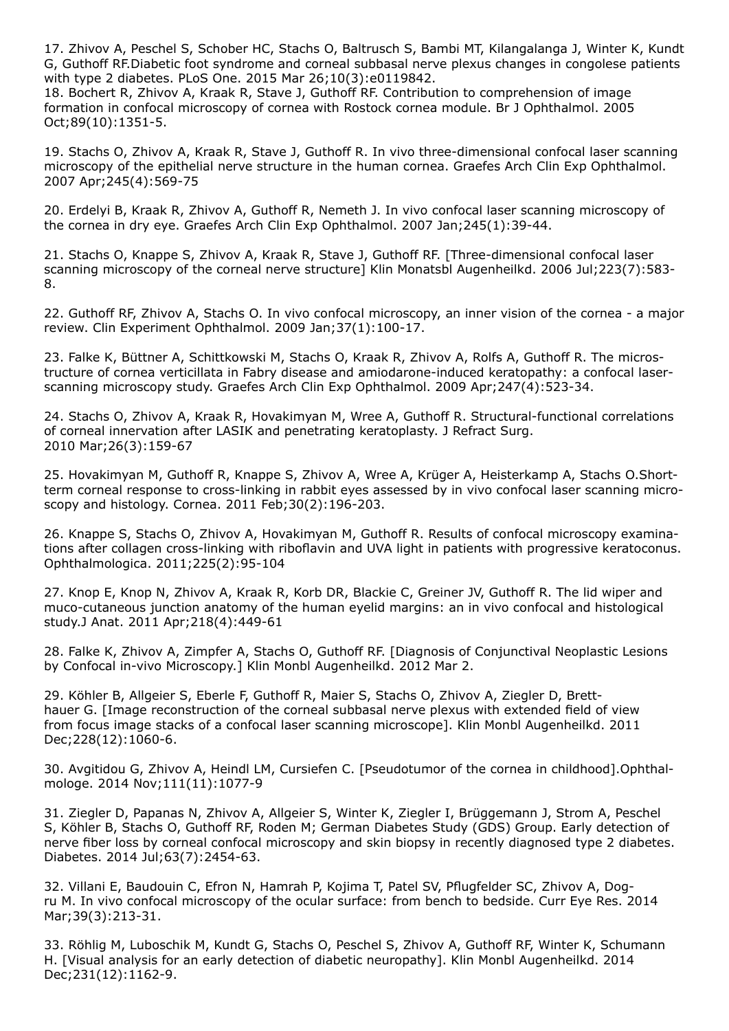17. Zhivov A, Peschel S, Schober HC, Stachs O, Baltrusch S, Bambi MT, Kilangalanga J, Winter K, Kundt G, Guthoff RF.Diabetic foot syndrome and corneal subbasal nerve plexus changes in congolese patients with type 2 diabetes. PLoS One. 2015 Mar 26;10(3):e0119842.
18. Bochert R, Zhivov A, Kraak R, Stave J, Guthoff RF. Contribution to comprehension of image formation in confocal microscopy of cornea with Rostock cornea module. Br J Ophthalmol. 2005 Oct;89(10):1351-5.

19. Stachs O, Zhivov A, Kraak R, Stave J, Guthoff R. In vivo three-dimensional confocal laser scanning microscopy of the epithelial nerve structure in the human cornea. Graefes Arch Clin Exp Ophthalmol. 2007 Apr;245(4):569-75

20. Erdelyi B, Kraak R, Zhivov A, Guthoff R, Nemeth J. In vivo confocal laser scanning microscopy of the cornea in dry eye. Graefes Arch Clin Exp Ophthalmol. 2007 Jan;245(1):39-44.

21. Stachs O, Knappe S, Zhivov A, Kraak R, Stave J, Guthoff RF. [Three-dimensional confocal laser scanning microscopy of the corneal nerve structure] Klin Monatsbl Augenheilkd. 2006 Jul;223(7):583-8.

22. Guthoff RF, Zhivov A, Stachs O. In vivo confocal microscopy, an inner vision of the cornea - a major review. Clin Experiment Ophthalmol. 2009 Jan;37(1):100-17.

23. Falke K, Büttner A, Schittkowski M, Stachs O, Kraak R, Zhivov A, Rolfs A, Guthoff R. The microstructure of cornea verticillata in Fabry disease and amiodarone-induced keratopathy: a confocal laser-scanning microscopy study. Graefes Arch Clin Exp Ophthalmol. 2009 Apr;247(4):523-34.

24. Stachs O, Zhivov A, Kraak R, Hovakimyan M, Wree A, Guthoff R. Structural-functional correlations of corneal innervation after LASIK and penetrating keratoplasty. J Refract Surg. 2010 Mar;26(3):159-67

25. Hovakimyan M, Guthoff R, Knappe S, Zhivov A, Wree A, Krüger A, Heisterkamp A, Stachs O.Short-term corneal response to cross-linking in rabbit eyes assessed by in vivo confocal laser scanning microscopy and histology. Cornea. 2011 Feb;30(2):196-203.

26. Knappe S, Stachs O, Zhivov A, Hovakimyan M, Guthoff R. Results of confocal microscopy examinations after collagen cross-linking with riboflavin and UVA light in patients with progressive keratoconus. Ophthalmologica. 2011;225(2):95-104

27. Knop E, Knop N, Zhivov A, Kraak R, Korb DR, Blackie C, Greiner JV, Guthoff R. The lid wiper and muco-cutaneous junction anatomy of the human eyelid margins: an in vivo confocal and histological study.J Anat. 2011 Apr;218(4):449-61

28. Falke K, Zhivov A, Zimpfer A, Stachs O, Guthoff RF. [Diagnosis of Conjunctival Neoplastic Lesions by Confocal in-vivo Microscopy.] Klin Monbl Augenheilkd. 2012 Mar 2.

29. Köhler B, Allgeier S, Eberle F, Guthoff R, Maier S, Stachs O, Zhivov A, Ziegler D, Bretthauer G. [Image reconstruction of the corneal subbasal nerve plexus with extended field of view from focus image stacks of a confocal laser scanning microscope]. Klin Monbl Augenheilkd. 2011 Dec;228(12):1060-6.

30. Avgitidou G, Zhivov A, Heindl LM, Cursiefen C. [Pseudotumor of the cornea in childhood].Ophthalmologe. 2014 Nov;111(11):1077-9

31. Ziegler D, Papanas N, Zhivov A, Allgeier S, Winter K, Ziegler I, Brüggemann J, Strom A, Peschel S, Köhler B, Stachs O, Guthoff RF, Roden M; German Diabetes Study (GDS) Group. Early detection of nerve fiber loss by corneal confocal microscopy and skin biopsy in recently diagnosed type 2 diabetes. Diabetes. 2014 Jul;63(7):2454-63.

32. Villani E, Baudouin C, Efron N, Hamrah P, Kojima T, Patel SV, Pflugfelder SC, Zhivov A, Dogru M. In vivo confocal microscopy of the ocular surface: from bench to bedside. Curr Eye Res. 2014 Mar;39(3):213-31.

33. Röhlig M, Luboschik M, Kundt G, Stachs O, Peschel S, Zhivov A, Guthoff RF, Winter K, Schumann H. [Visual analysis for an early detection of diabetic neuropathy]. Klin Monbl Augenheilkd. 2014 Dec;231(12):1162-9.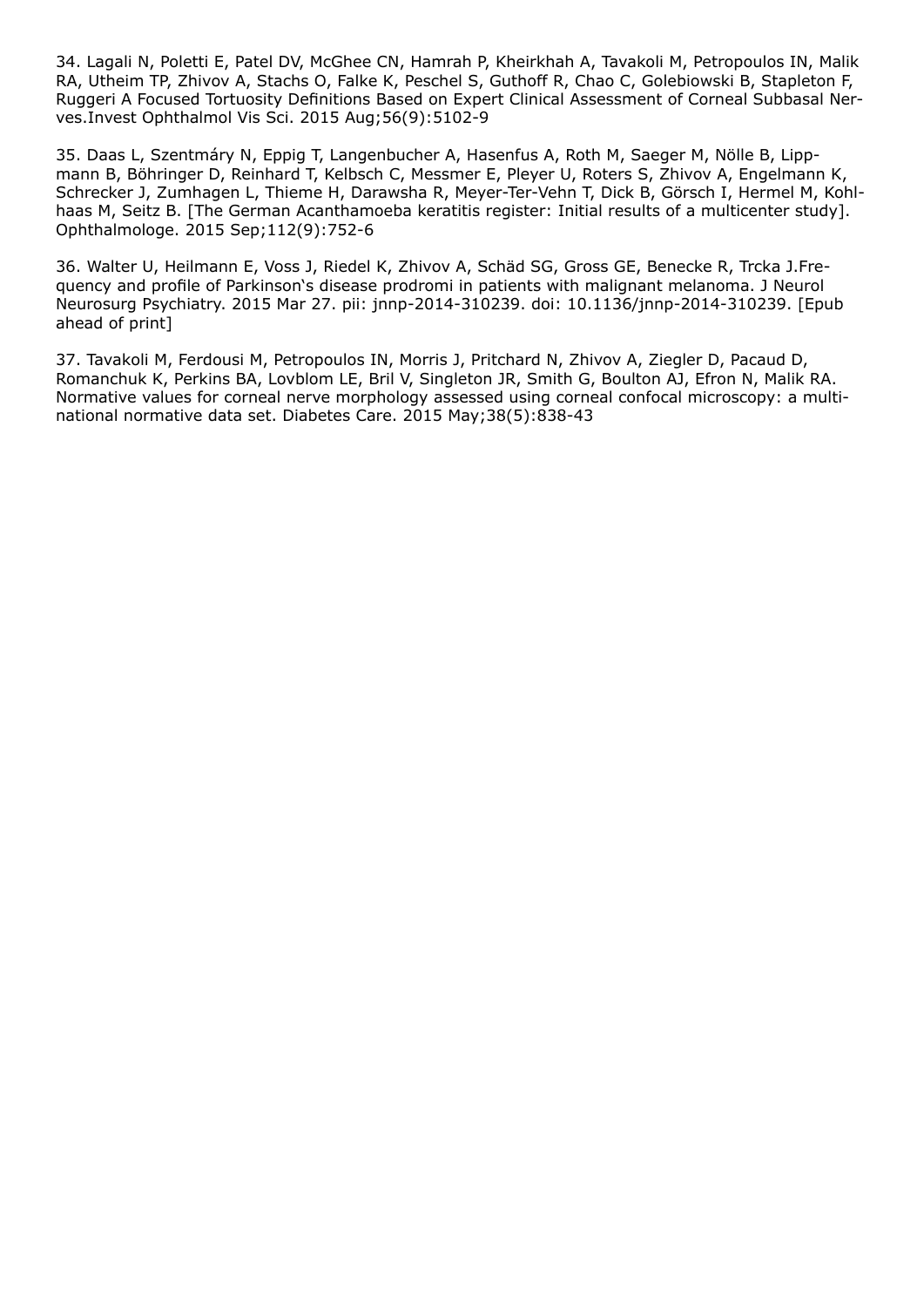34. Lagali N, Poletti E, Patel DV, McGhee CN, Hamrah P, Kheirkhah A, Tavakoli M, Petropoulos IN, Malik RA, Utheim TP, Zhivov A, Stachs O, Falke K, Peschel S, Guthoff R, Chao C, Golebiowski B, Stapleton F, Ruggeri A Focused Tortuosity Definitions Based on Expert Clinical Assessment of Corneal Subbasal Nerves.Invest Ophthalmol Vis Sci. 2015 Aug;56(9):5102-9

35. Daas L, Szentmáry N, Eppig T, Langenbucher A, Hasenfus A, Roth M, Saeger M, Nölle B, Lippmann B, Böhringer D, Reinhard T, Kelbsch C, Messmer E, Pleyer U, Roters S, Zhivov A, Engelmann K, Schrecker J, Zumhagen L, Thieme H, Darawsha R, Meyer-Ter-Vehn T, Dick B, Görsch I, Hermel M, Kohlhaas M, Seitz B. [The German Acanthamoeba keratitis register: Initial results of a multicenter study]. Ophthalmologe. 2015 Sep;112(9):752-6

36. Walter U, Heilmann E, Voss J, Riedel K, Zhivov A, Schäd SG, Gross GE, Benecke R, Trcka J.Frequency and profile of Parkinson's disease prodromi in patients with malignant melanoma. J Neurol Neurosurg Psychiatry. 2015 Mar 27. pii: jnnp-2014-310239. doi: 10.1136/jnnp-2014-310239. [Epub ahead of print]

37. Tavakoli M, Ferdousi M, Petropoulos IN, Morris J, Pritchard N, Zhivov A, Ziegler D, Pacaud D, Romanchuk K, Perkins BA, Lovblom LE, Bril V, Singleton JR, Smith G, Boulton AJ, Efron N, Malik RA. Normative values for corneal nerve morphology assessed using corneal confocal microscopy: a multinational normative data set. Diabetes Care. 2015 May;38(5):838-43